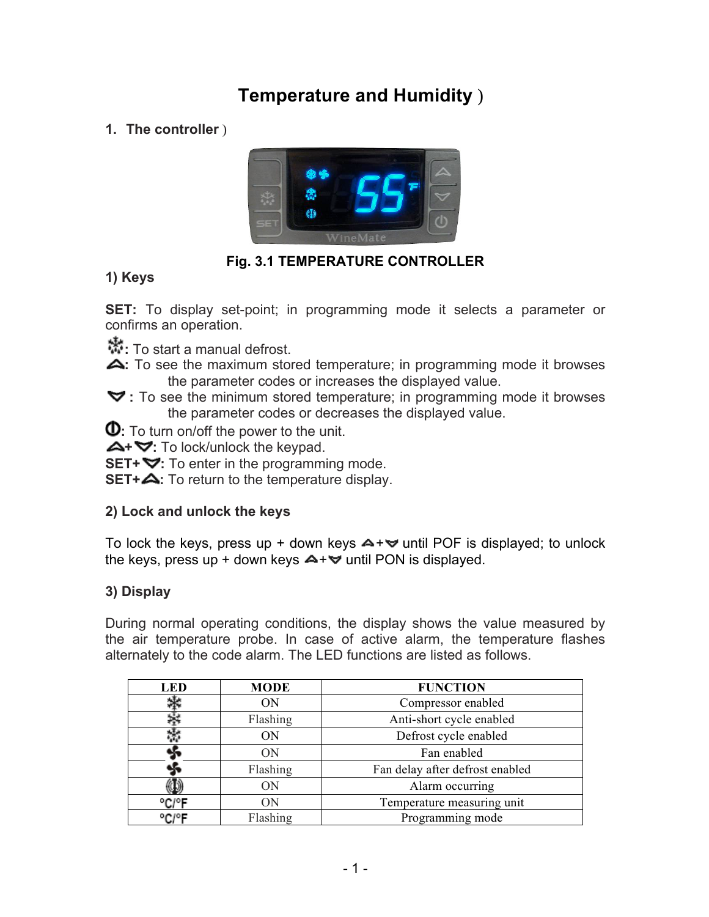# Temperature and Humidity )

## 1. The controller )

**Fig. 3.1 TEMPERATURE CONTROLLER**

### 1) Keys

**SET:** To display set-point; in programming mode it selects a parameter or confirms an operation.

**❄:** To start a manual defrost.

**▲:** To see the maximum stored temperature; in programming mode it browses the parameter codes or increases the displayed value.

**▼:** To see the minimum stored temperature; in programming mode it browses the parameter codes or decreases the displayed value.

**⏻:** To turn on/off the power to the unit.

**▲+▼:** To lock/unlock the keypad.

**SET+▼:** To enter in the programming mode.

**SET+▲:** To return to the temperature display.

### 2) Lock and unlock the keys

To lock the keys, press up + down keys ▲+▼ until POF is displayed; to unlock the keys, press up + down keys ▲+▼ until PON is displayed.

### 3) Display

During normal operating conditions, the display shows the value measured by the air temperature probe. In case of active alarm, the temperature flashes alternately to the code alarm. The LED functions are listed as follows.

| LED | MODE | FUNCTION |
|---|---|---|
| ❄ | ON | Compressor enabled |
| ❄ | Flashing | Anti-short cycle enabled |
| ❄ | ON | Defrost cycle enabled |
| ✤ | ON | Fan enabled |
| ✤ | Flashing | Fan delay after defrost enabled |
| (!) | ON | Alarm occurring |
| °C/°F | ON | Temperature measuring unit |
| °C/°F | Flashing | Programming mode |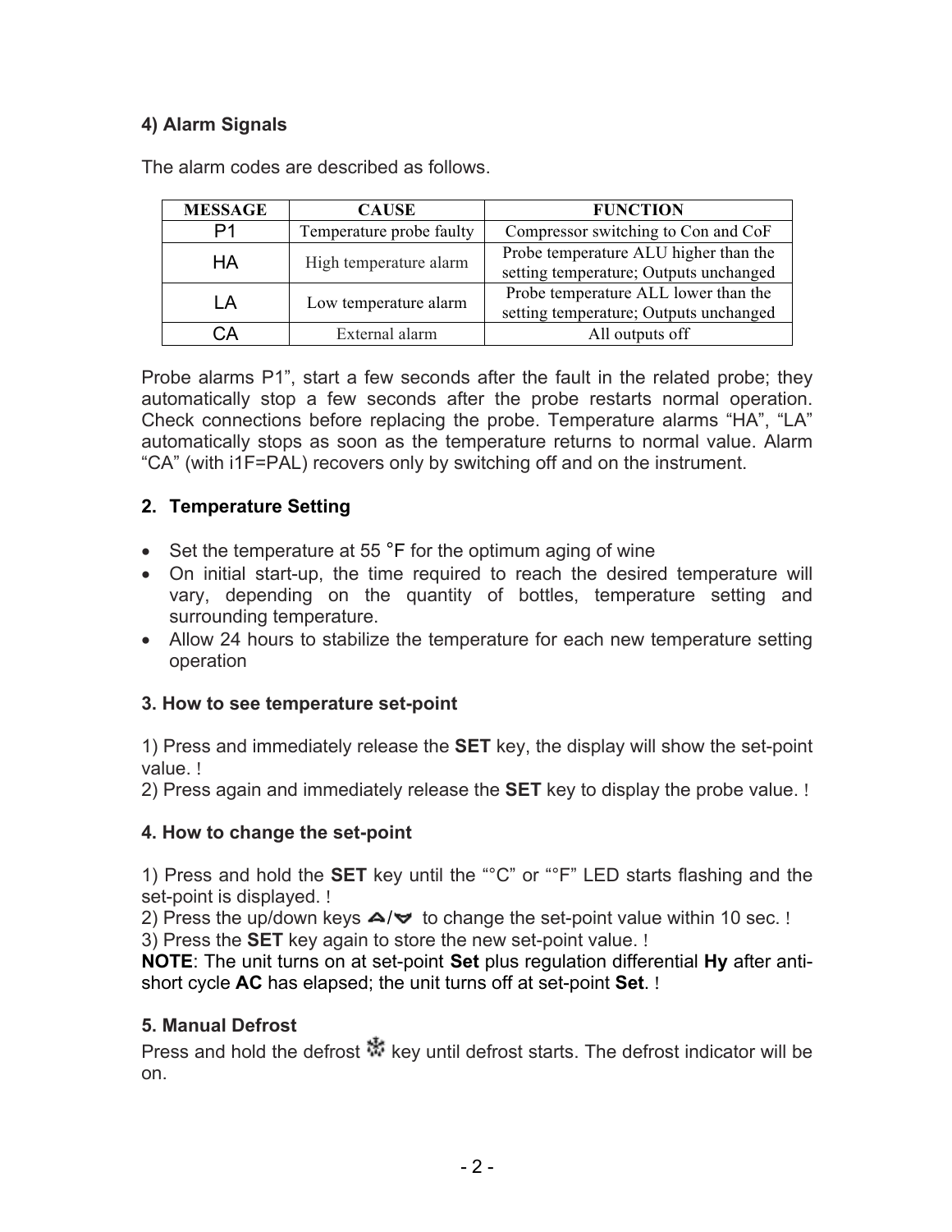### 4) Alarm Signals

The alarm codes are described as follows.

| MESSAGE | CAUSE | FUNCTION |
| --- | --- | --- |
| P1 | Temperature probe faulty | Compressor switching to Con and CoF |
| HA | High temperature alarm | Probe temperature ALU higher than the setting temperature; Outputs unchanged |
| LA | Low temperature alarm | Probe temperature ALL lower than the setting temperature; Outputs unchanged |
| CA | External alarm | All outputs off |

Probe alarms P1", start a few seconds after the fault in the related probe; they automatically stop a few seconds after the probe restarts normal operation. Check connections before replacing the probe. Temperature alarms "HA", "LA" automatically stops as soon as the temperature returns to normal value. Alarm "CA" (with i1F=PAL) recovers only by switching off and on the instrument.

### 2. Temperature Setting

- Set the temperature at 55 °F for the optimum aging of wine
- On initial start-up, the time required to reach the desired temperature will vary, depending on the quantity of bottles, temperature setting and surrounding temperature.
- Allow 24 hours to stabilize the temperature for each new temperature setting operation

### 3. How to see temperature set-point

1) Press and immediately release the **SET** key, the display will show the set-point value. !
2) Press again and immediately release the **SET** key to display the probe value. !

### 4. How to change the set-point

1) Press and hold the **SET** key until the "°C" or "°F" LED starts flashing and the set-point is displayed. !
2) Press the up/down keys ▲/▼ to change the set-point value within 10 sec. !
3) Press the **SET** key again to store the new set-point value. !
**NOTE**: The unit turns on at set-point **Set** plus regulation differential **Hy** after anti-short cycle **AC** has elapsed; the unit turns off at set-point **Set**. !

### 5. Manual Defrost

Press and hold the defrost ❄ key until defrost starts. The defrost indicator will be on.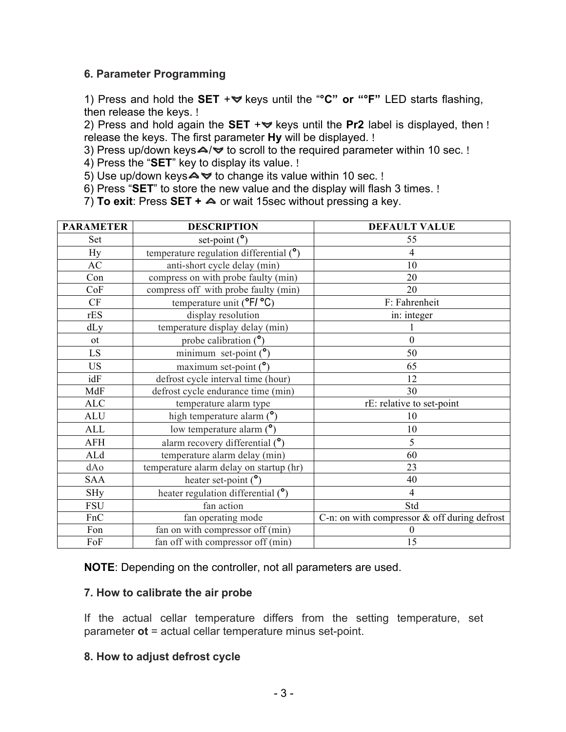### 6. Parameter Programming

1) Press and hold the **SET** +▽ keys until the "**°C" or "°F"** LED starts flashing, then release the keys. !
2) Press and hold again the **SET** +▽ keys until the **Pr2** label is displayed, then ! release the keys. The first parameter **Hy** will be displayed. !
3) Press up/down keys△/▽ to scroll to the required parameter within 10 sec. !
4) Press the "**SET**" key to display its value. !
5) Use up/down keys△▽ to change its value within 10 sec. !
6) Press "**SET**" to store the new value and the display will flash 3 times. !
7) **To exit**: Press **SET +** △ or wait 15sec without pressing a key.

| PARAMETER | DESCRIPTION | DEFAULT VALUE |
|---|---|---|
| Set | set-point (°) | 55 |
| Hy | temperature regulation differential (°) | 4 |
| AC | anti-short cycle delay (min) | 10 |
| Con | compress on with probe faulty (min) | 20 |
| CoF | compress off with probe faulty (min) | 20 |
| CF | temperature unit (°F/ °C) | F: Fahrenheit |
| rES | display resolution | in: integer |
| dLy | temperature display delay (min) | 1 |
| ot | probe calibration (°) | 0 |
| LS | minimum set-point (°) | 50 |
| US | maximum set-point (°) | 65 |
| idF | defrost cycle interval time (hour) | 12 |
| MdF | defrost cycle endurance time (min) | 30 |
| ALC | temperature alarm type | rE: relative to set-point |
| ALU | high temperature alarm (°) | 10 |
| ALL | low temperature alarm (°) | 10 |
| AFH | alarm recovery differential (°) | 5 |
| ALd | temperature alarm delay (min) | 60 |
| dAo | temperature alarm delay on startup (hr) | 23 |
| SAA | heater set-point (°) | 40 |
| SHy | heater regulation differential (°) | 4 |
| FSU | fan action | Std |
| FnC | fan operating mode | C-n: on with compressor & off during defrost |
| Fon | fan on with compressor off (min) | 0 |
| FoF | fan off with compressor off (min) | 15 |

**NOTE**: Depending on the controller, not all parameters are used.

### 7. How to calibrate the air probe

If the actual cellar temperature differs from the setting temperature, set parameter **ot** = actual cellar temperature minus set-point.

### 8. How to adjust defrost cycle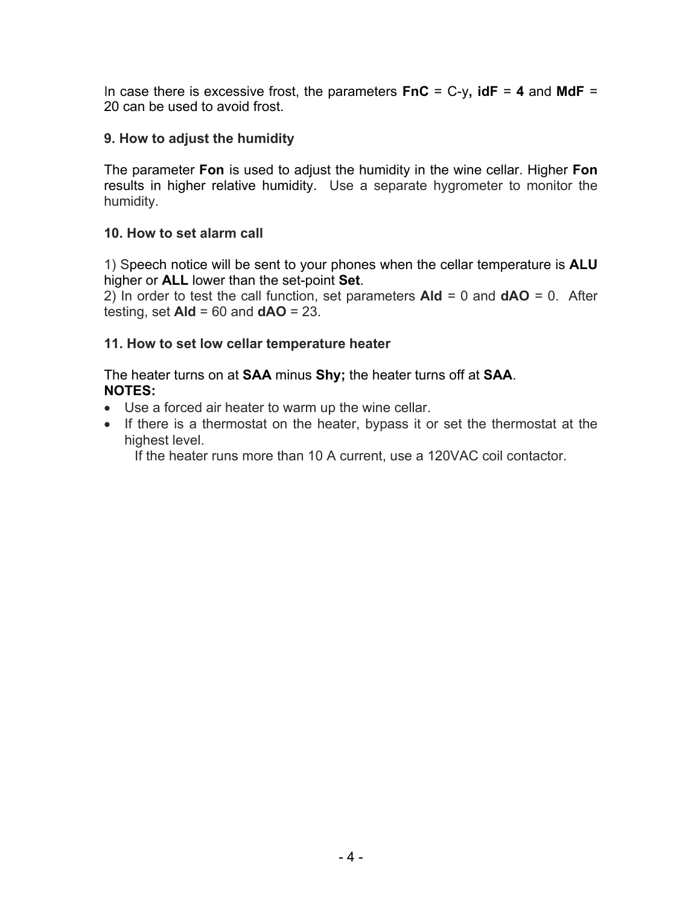In case there is excessive frost, the parameters **FnC** = C-y**, idF** = **4** and **MdF** = 20 can be used to avoid frost.

### 9. How to adjust the humidity

The parameter **Fon** is used to adjust the humidity in the wine cellar. Higher **Fon** results in higher relative humidity. Use a separate hygrometer to monitor the humidity.

### 10. How to set alarm call

1) Speech notice will be sent to your phones when the cellar temperature is **ALU** higher or **ALL** lower than the set-point **Set**.
2) In order to test the call function, set parameters **Ald** = 0 and **dAO** = 0. After testing, set **Ald** = 60 and **dAO** = 23.

### 11. How to set low cellar temperature heater

The heater turns on at **SAA** minus **Shy;** the heater turns off at **SAA**.
**NOTES:**

- Use a forced air heater to warm up the wine cellar.
- If there is a thermostat on the heater, bypass it or set the thermostat at the highest level.
  If the heater runs more than 10 A current, use a 120VAC coil contactor.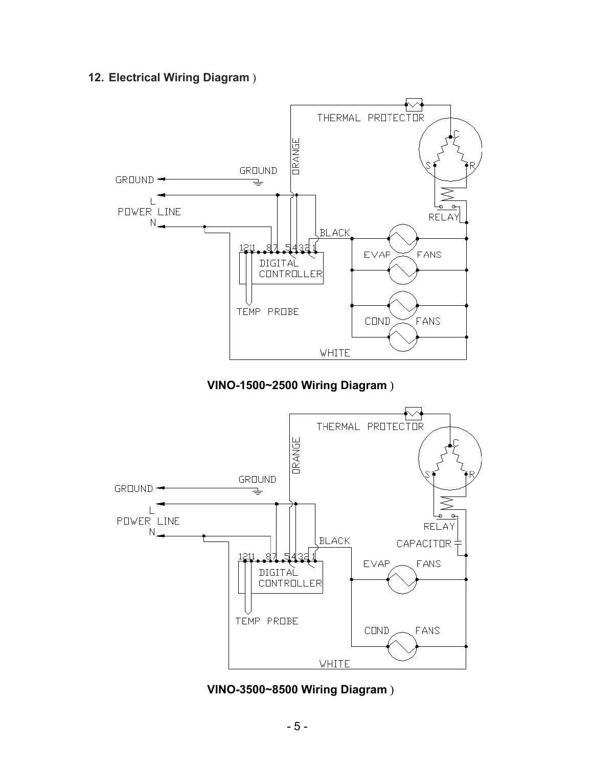## 12. Electrical Wiring Diagram )

THERMAL PROTECTOR
C
S
R
ORANGE
GROUND
GROUND
L
POWER LINE
N
RELAY
BLACK
12 11 8 7 5 4 3 2 1
EVAP FANS
DIGITAL CONTROLLER
TEMP PROBE
COND FANS
WHITE

**VINO-1500~2500 Wiring Diagram** )

THERMAL PROTECTOR
C
S
R
ORANGE
GROUND
GROUND
L
POWER LINE
N
RELAY
BLACK
CAPACITOR
12 11 8 7 5 4 3 2 1
EVAP FANS
DIGITAL CONTROLLER
TEMP PROBE
COND FANS
WHITE

**VINO-3500~8500 Wiring Diagram** )